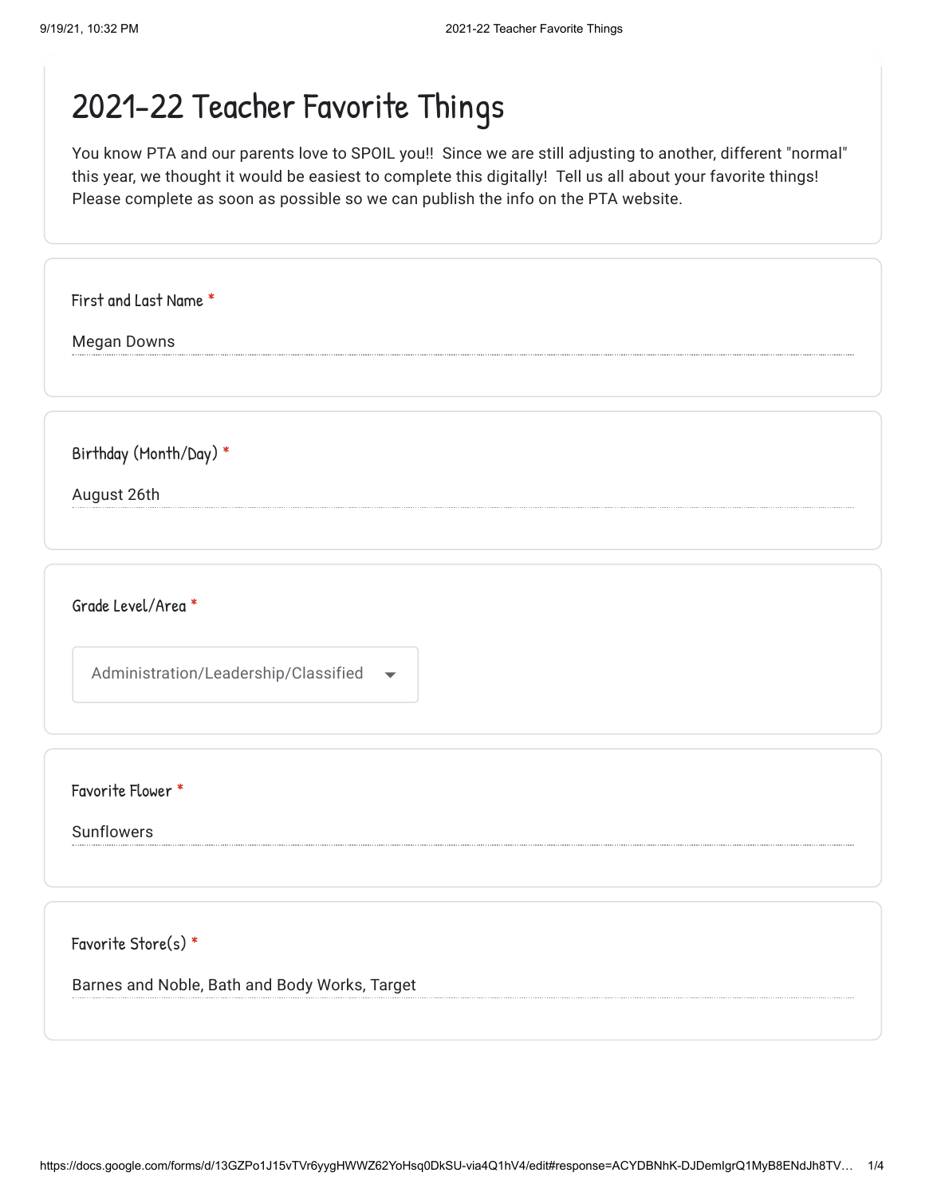# 2021-22 Teacher Favorite Things

You know PTA and our parents love to SPOIL you!! Since we are still adjusting to another, different "normal" this year, we thought it would be easiest to complete this digitally! Tell us all about your favorite things! Please complete as soon as possible so we can publish the info on the PTA website.

**First and Last Name** *

Megan Downs

**Birthday (Month/Day)** *

August 26th

**Grade Level/Area** *

Administration/Leadership/Classified

**Favorite Flower** *

Sunflowers

**Favorite Store(s)** *

Barnes and Noble, Bath and Body Works, Target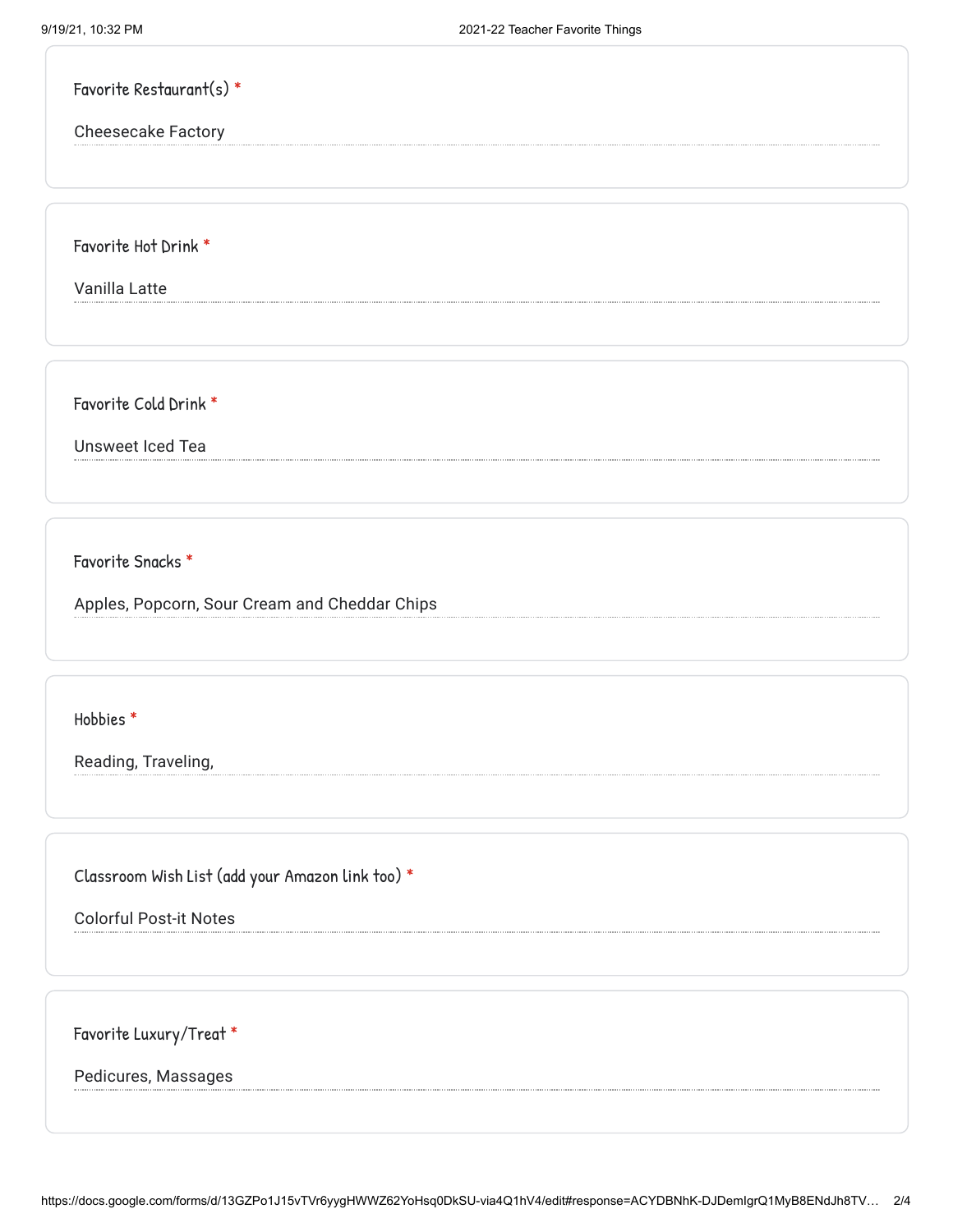**Favorite Restaurant(s)** *

Cheesecake Factory

**Favorite Hot Drink** *

Vanilla Latte

**Favorite Cold Drink** *

Unsweet Iced Tea

**Favorite Snacks** *

Apples, Popcorn, Sour Cream and Cheddar Chips

**Hobbies** *

Reading, Traveling,

**Classroom Wish List (add your Amazon link too)** *

Colorful Post-it Notes

**Favorite Luxury/Treat** *

Pedicures, Massages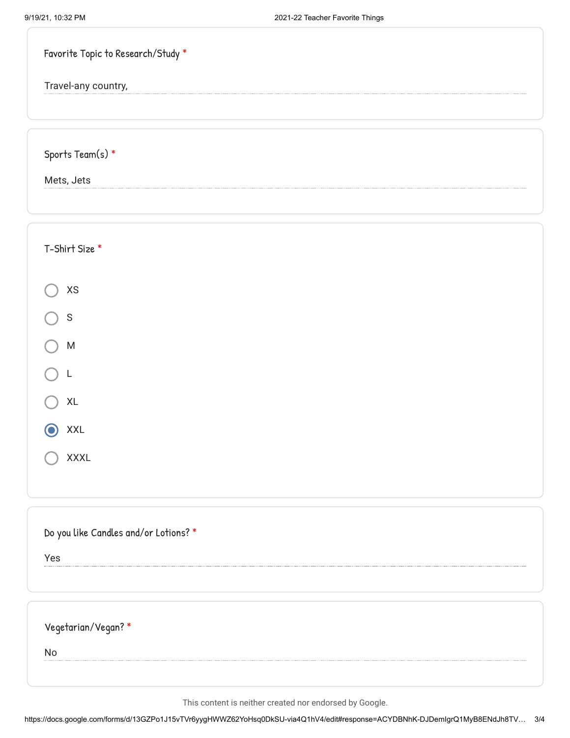Favorite Topic to Research/Study *

Travel-any country,

Sports Team(s) *

Mets, Jets

T-Shirt Size *

- ○ XS
- ○ S
- ○ M
- ○ L
- ○ XL
- ◉ XXL
- ○ XXXL

Do you like Candles and/or Lotions? *

Yes

Vegetarian/Vegan? *

No

This content is neither created nor endorsed by Google.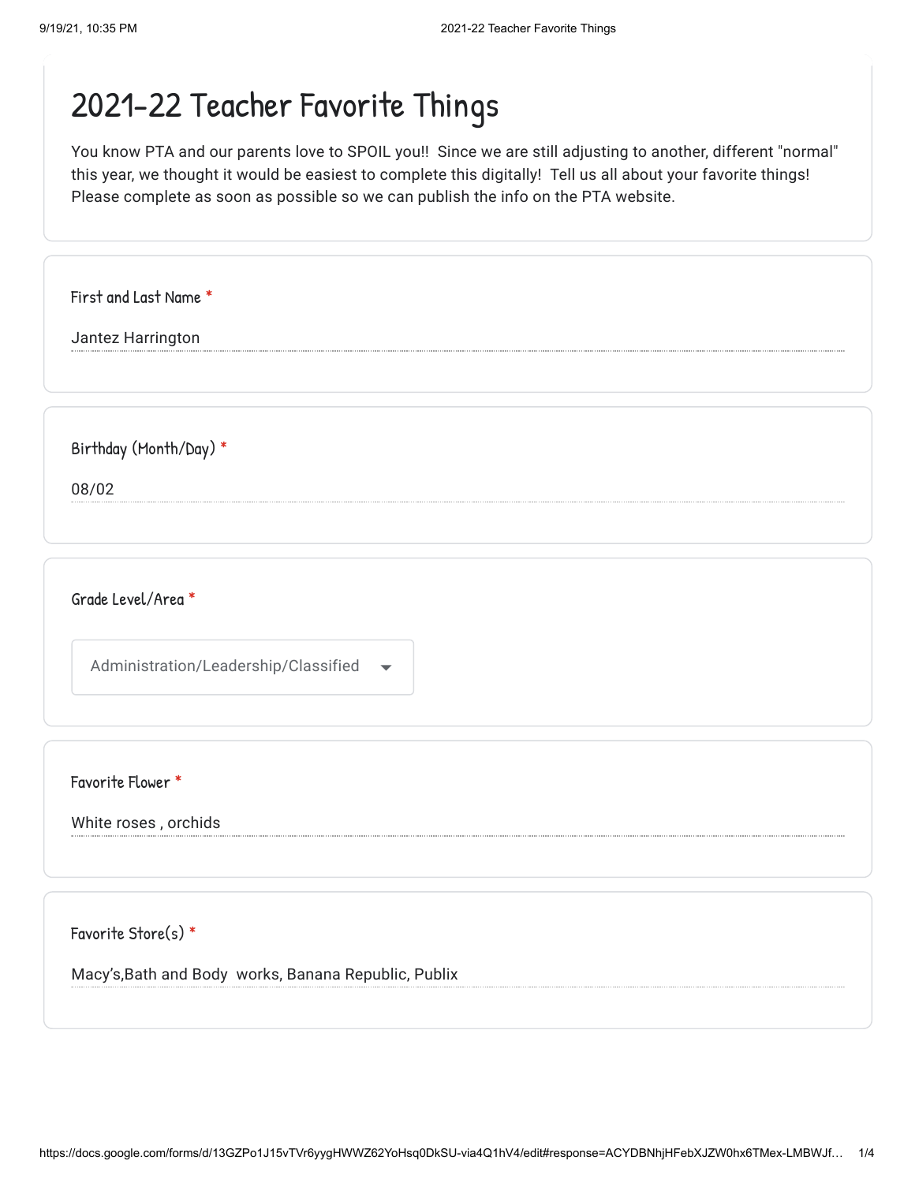# 2021-22 Teacher Favorite Things

You know PTA and our parents love to SPOIL you!! Since we are still adjusting to another, different "normal" this year, we thought it would be easiest to complete this digitally! Tell us all about your favorite things! Please complete as soon as possible so we can publish the info on the PTA website.

First and Last Name *

Jantez Harrington

Birthday (Month/Day) *

08/02

Grade Level/Area *

Administration/Leadership/Classified

Favorite Flower *

White roses , orchids

Favorite Store(s) *

Macy's,Bath and Body works, Banana Republic, Publix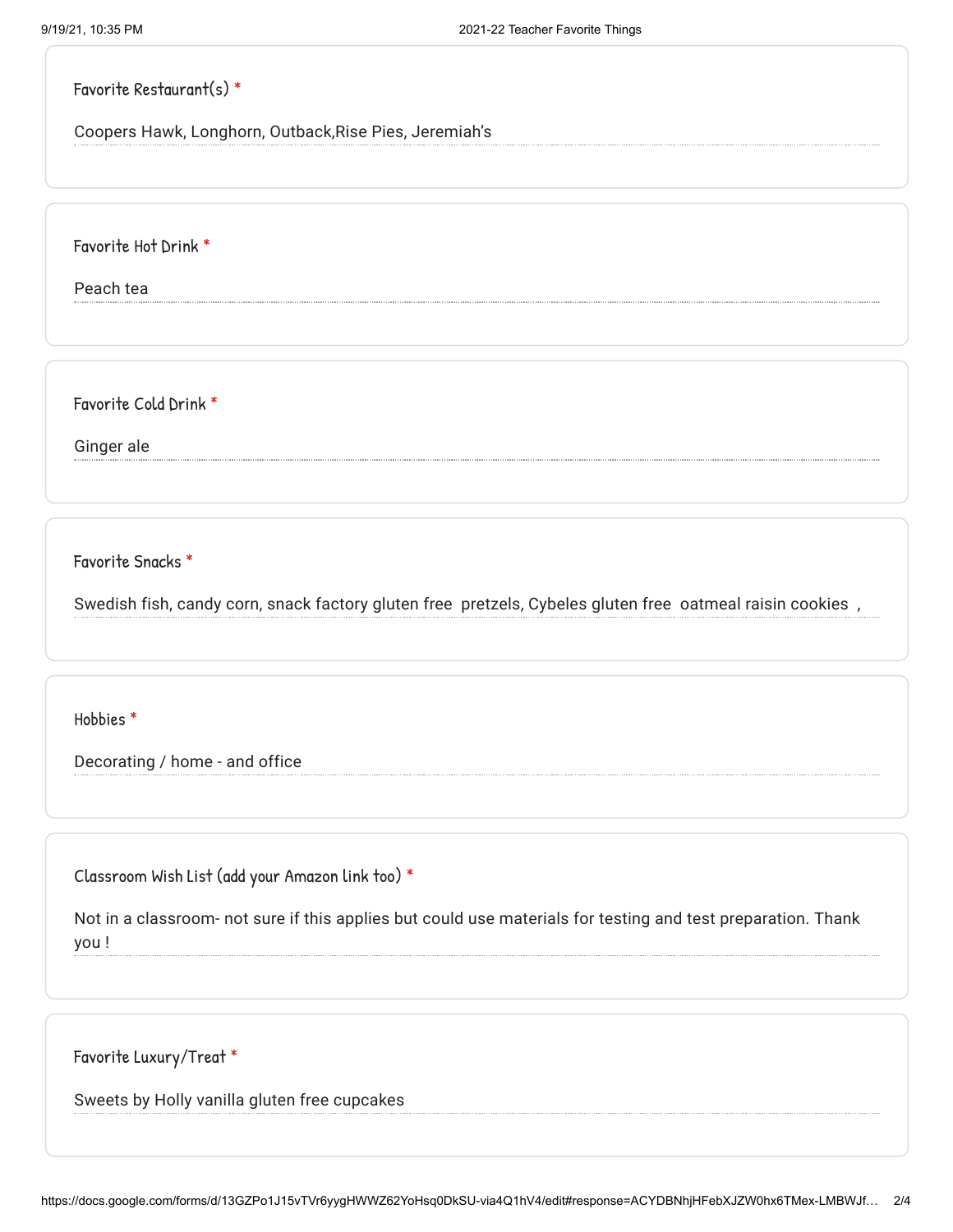Favorite Restaurant(s) *

Coopers Hawk, Longhorn, Outback,Rise Pies, Jeremiah's

Favorite Hot Drink *

Peach tea

Favorite Cold Drink *

Ginger ale

Favorite Snacks *

Swedish fish, candy corn, snack factory gluten free pretzels, Cybeles gluten free oatmeal raisin cookies ,

Hobbies *

Decorating / home - and office

Classroom Wish List (add your Amazon link too) *

Not in a classroom- not sure if this applies but could use materials for testing and test preparation. Thank you !

Favorite Luxury/Treat *

Sweets by Holly vanilla gluten free cupcakes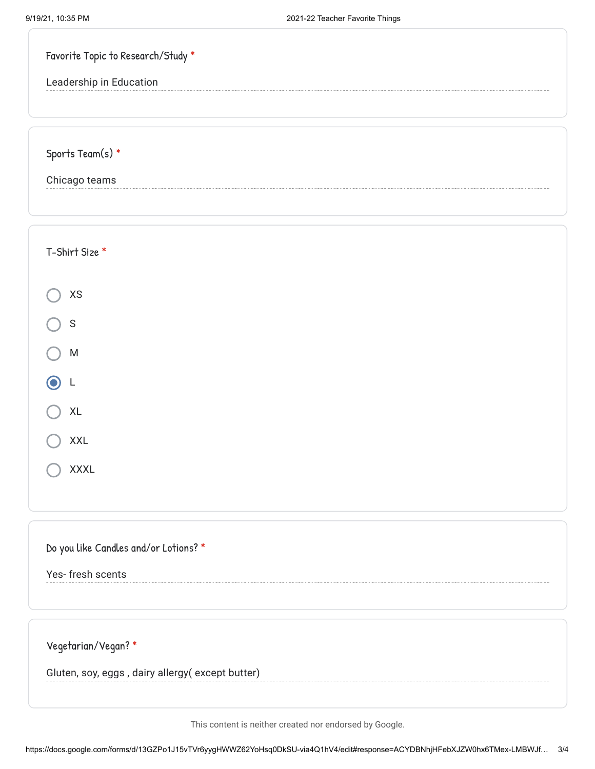Favorite Topic to Research/Study *

Leadership in Education

Sports Team(s) *

Chicago teams

T-Shirt Size *

- ○ XS
- ○ S
- ○ M
- ◉ L
- ○ XL
- ○ XXL
- ○ XXXL

Do you like Candles and/or Lotions? *

Yes- fresh scents

Vegetarian/Vegan? *

Gluten, soy, eggs , dairy allergy( except butter)

This content is neither created nor endorsed by Google.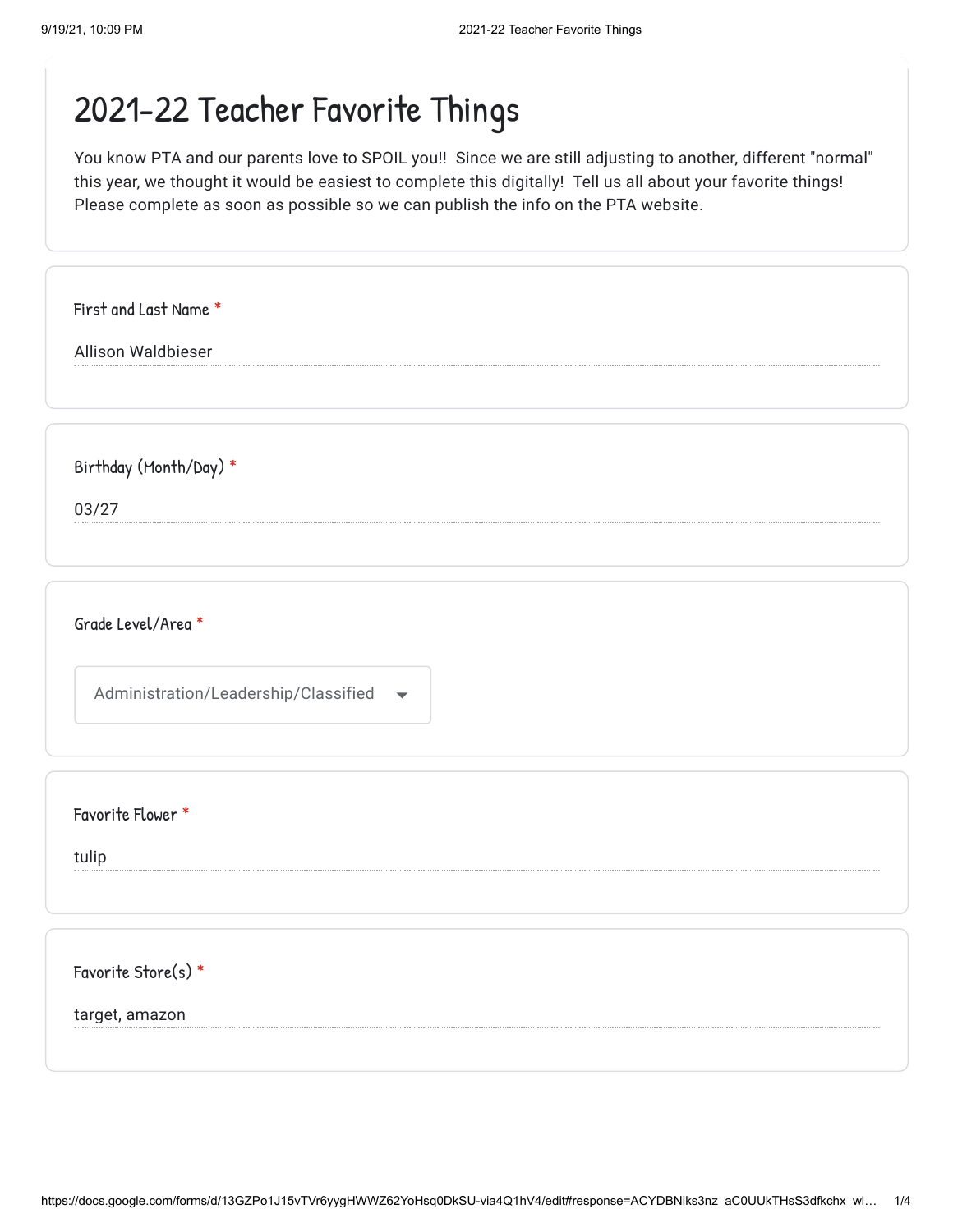# 2021-22 Teacher Favorite Things

You know PTA and our parents love to SPOIL you!! Since we are still adjusting to another, different "normal" this year, we thought it would be easiest to complete this digitally! Tell us all about your favorite things! Please complete as soon as possible so we can publish the info on the PTA website.

First and Last Name *

Allison Waldbieser

Birthday (Month/Day) *

03/27

Grade Level/Area *

Administration/Leadership/Classified

Favorite Flower *

tulip

Favorite Store(s) *

target, amazon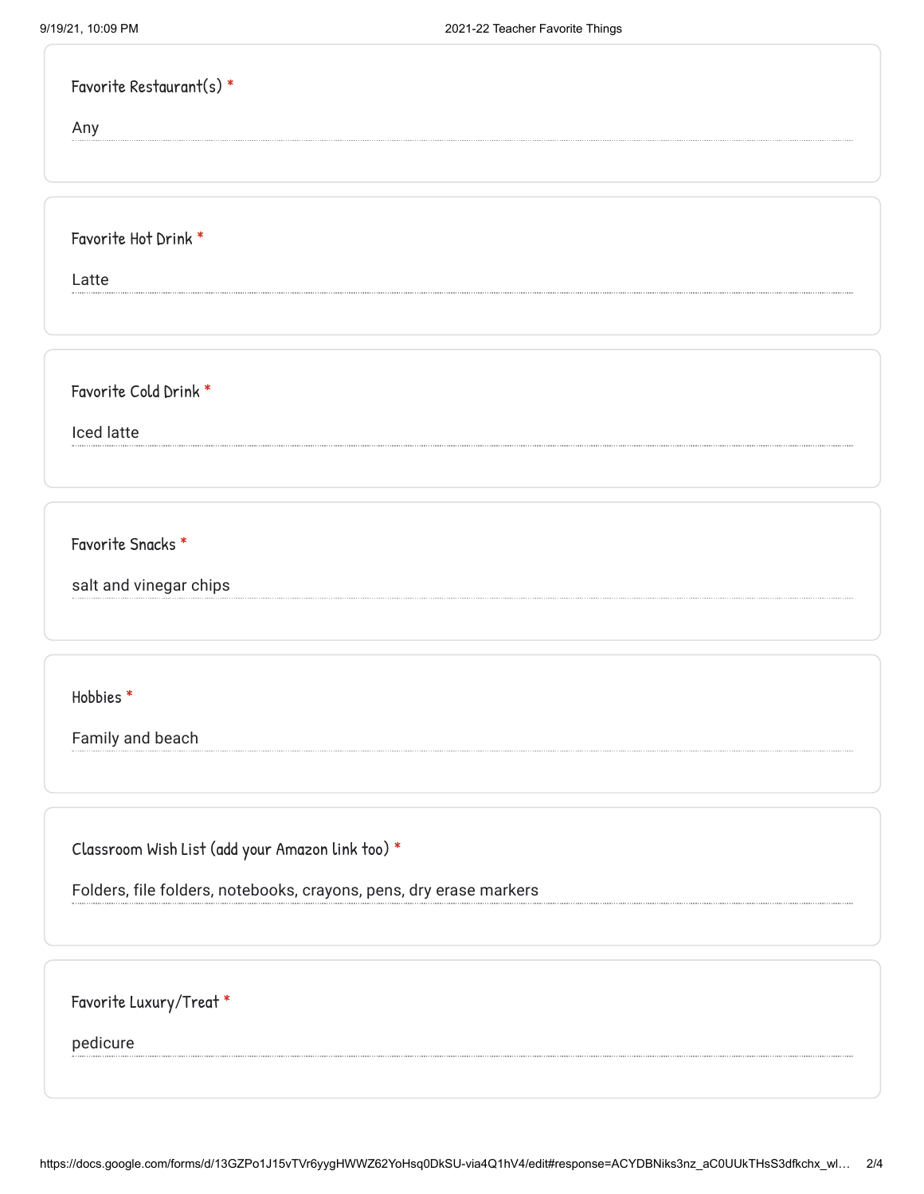Favorite Restaurant(s) *

Any

Favorite Hot Drink *

Latte

Favorite Cold Drink *

Iced latte

Favorite Snacks *

salt and vinegar chips

Hobbies *

Family and beach

Classroom Wish List (add your Amazon link too) *

Folders, file folders, notebooks, crayons, pens, dry erase markers

Favorite Luxury/Treat *

pedicure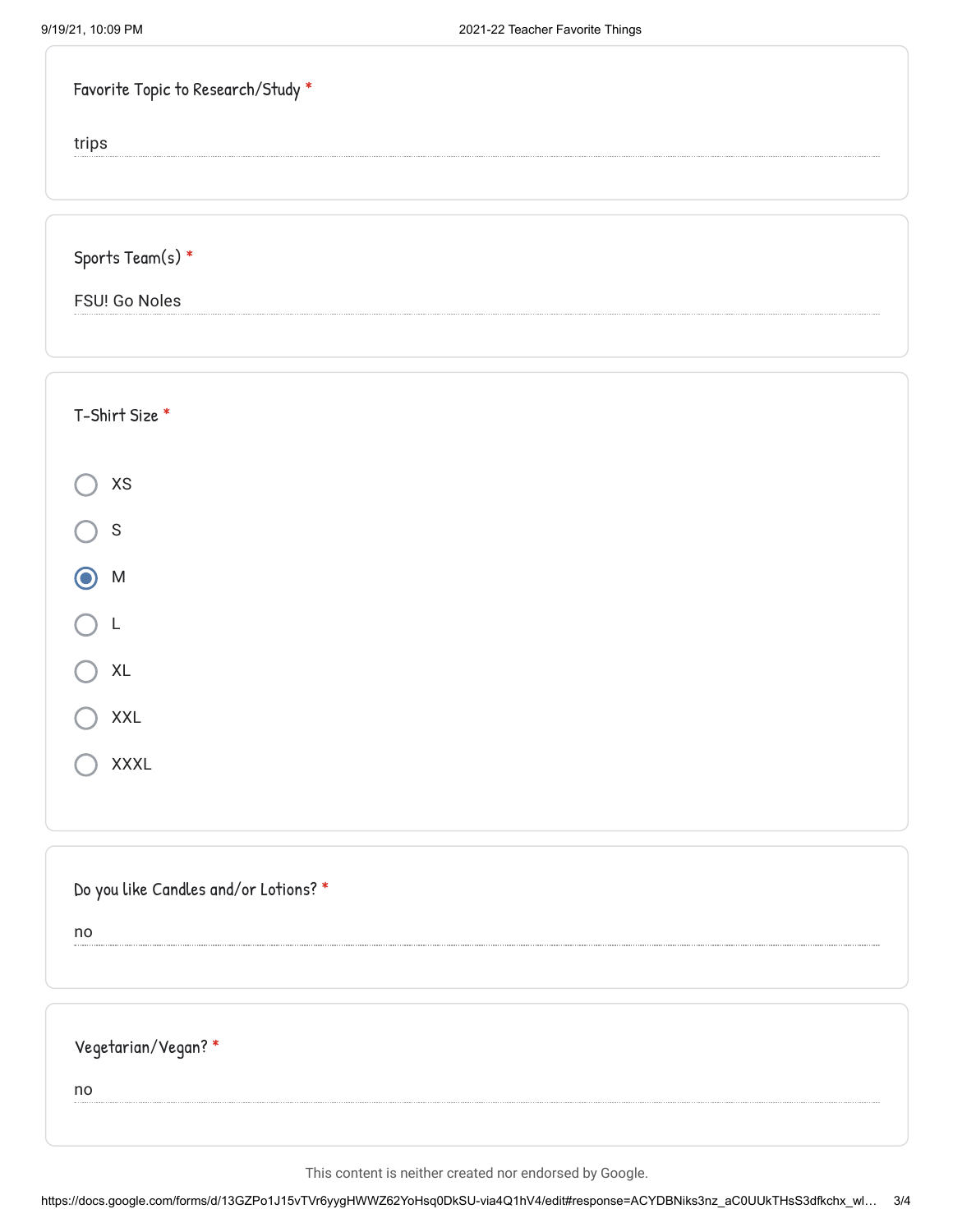Favorite Topic to Research/Study *

trips

Sports Team(s) *

FSU! Go Noles

T-Shirt Size *

- ○ XS
- ○ S
- ◉ M
- ○ L
- ○ XL
- ○ XXL
- ○ XXXL

Do you like Candles and/or Lotions? *

no

Vegetarian/Vegan? *

no

This content is neither created nor endorsed by Google.